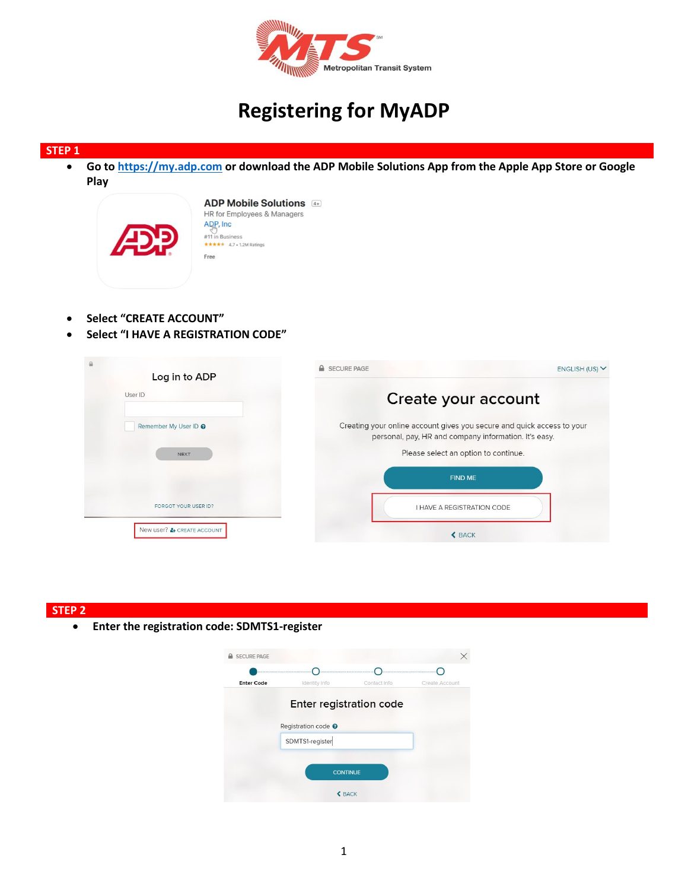# Registering for MyADP

## STEP 1

- **Go to [https://my.adp.com](https://my.adp.com) or download the ADP Mobile Solutions App from the Apple App Store or Google Play**

- **Select "CREATE ACCOUNT"**
- **Select "I HAVE A REGISTRATION CODE"**

## STEP 2

- **Enter the registration code: SDMTS1-register**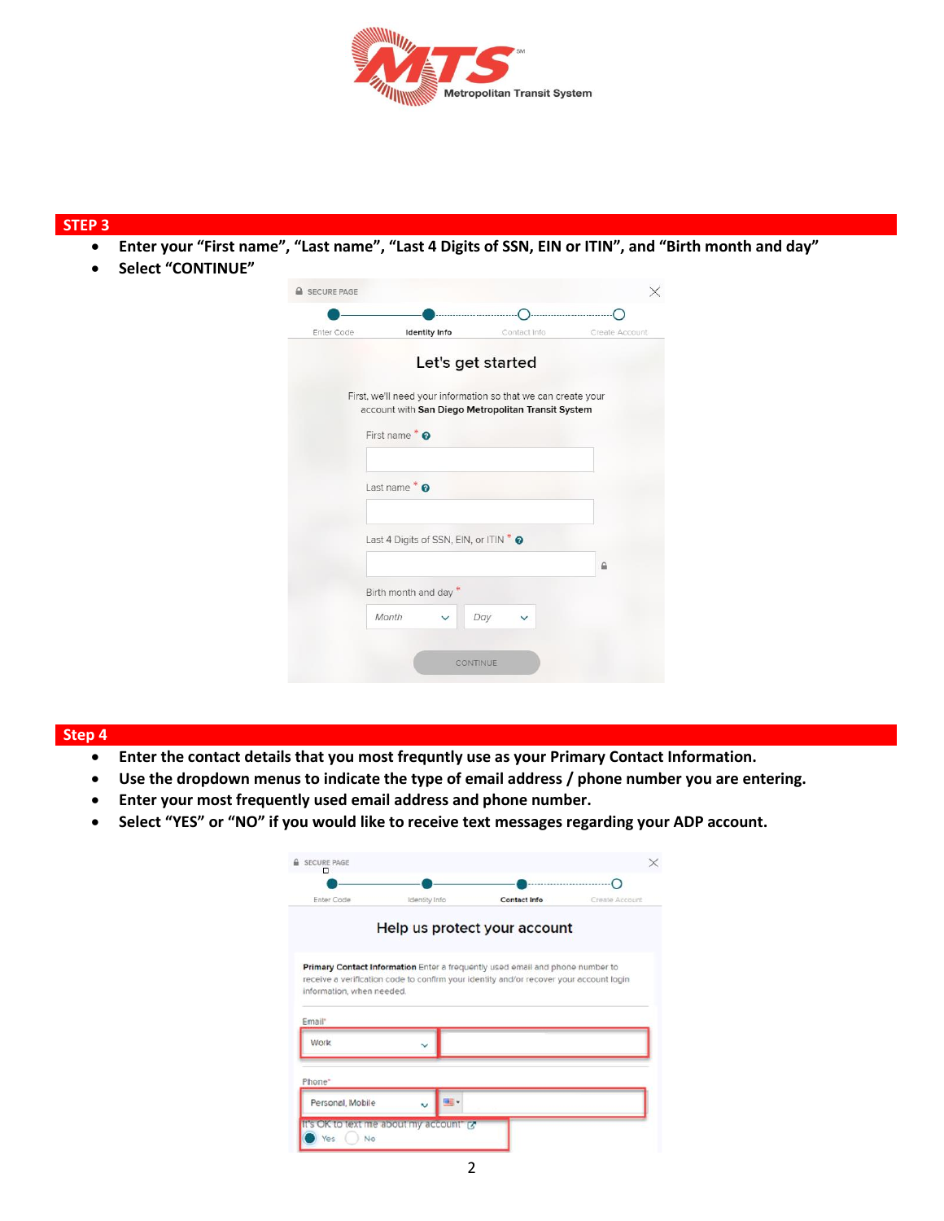## STEP 3

- **Enter your "First name", "Last name", "Last 4 Digits of SSN, EIN or ITIN", and "Birth month and day"**
- **Select "CONTINUE"**

SECURE PAGE

Enter Code — Identity Info — Contact Info — Create Account

Let's get started

First, we'll need your information so that we can create your account with **San Diego Metropolitan Transit System**

First name *

Last name *

Last 4 Digits of SSN, EIN, or ITIN *

Birth month and day *

Month | Day

CONTINUE

## Step 4

- **Enter the contact details that you most frequntly use as your Primary Contact Information.**
- **Use the dropdown menus to indicate the type of email address / phone number you are entering.**
- **Enter your most frequently used email address and phone number.**
- **Select "YES" or "NO" if you would like to receive text messages regarding your ADP account.**

SECURE PAGE

Enter Code — Identity Info — Contact Info — Create Account

Help us protect your account

**Primary Contact Information** Enter a frequently used email and phone number to receive a verification code to confirm your identity and/or recover your account login information, when needed.

Email*

Work

Phone*

Personal, Mobile

It's OK to text me about my account*

Yes No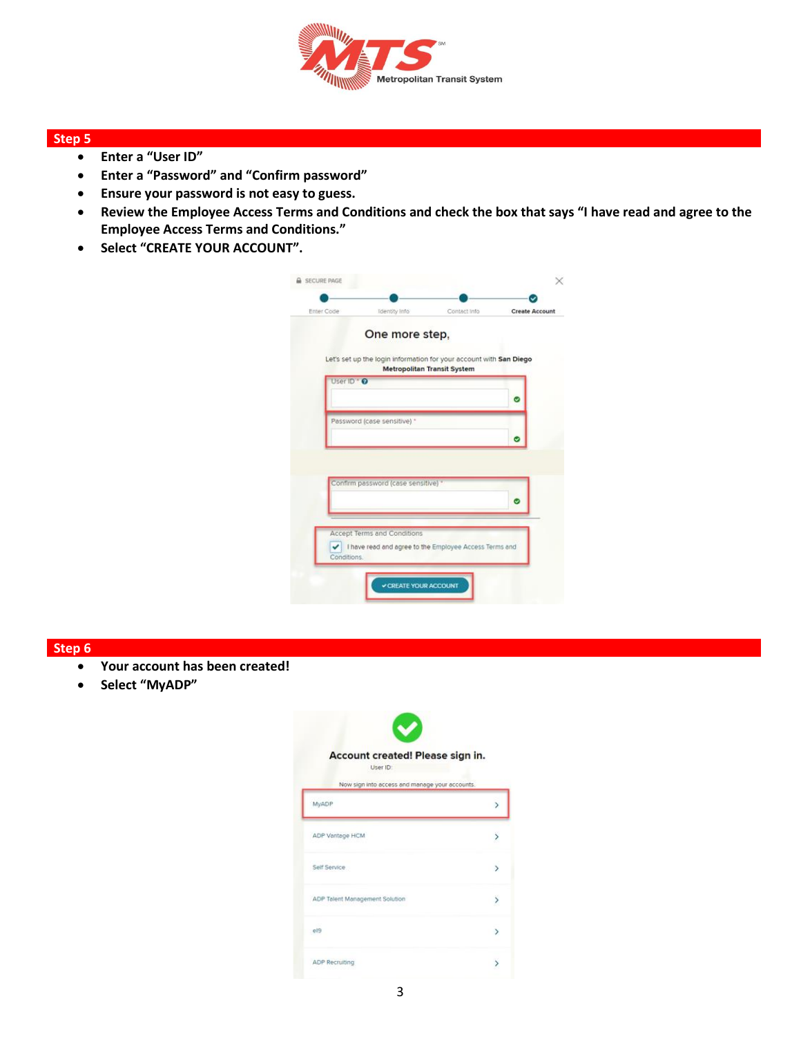## Step 5

- Enter a "User ID"
- Enter a "Password" and "Confirm password"
- Ensure your password is not easy to guess.
- Review the Employee Access Terms and Conditions and check the box that says "I have read and agree to the Employee Access Terms and Conditions."
- Select "CREATE YOUR ACCOUNT".

## Step 6

- Your account has been created!
- Select "MyADP"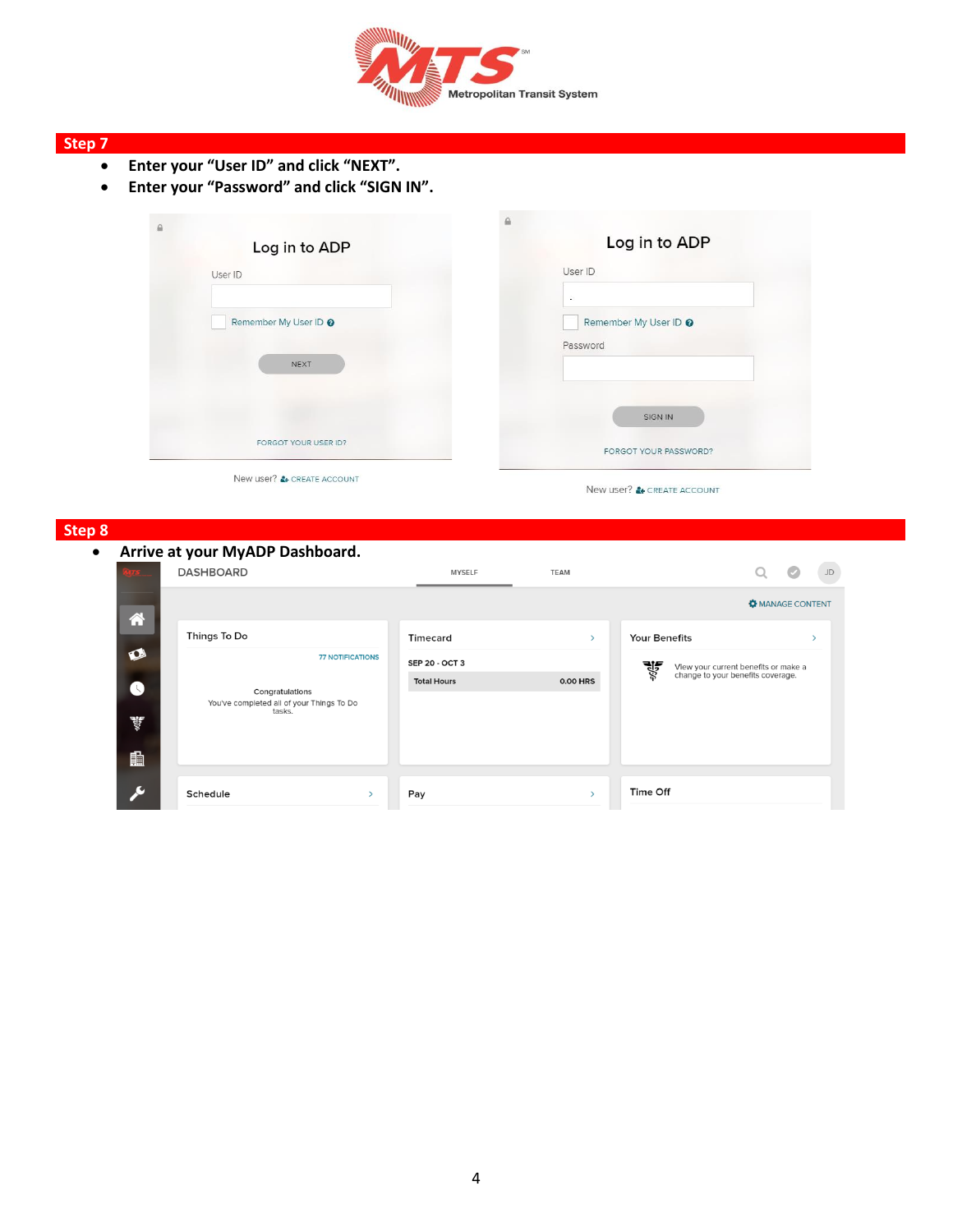MTS Metropolitan Transit System

## Step 7

- **Enter your "User ID" and click "NEXT".**
- **Enter your "Password" and click "SIGN IN".**

Log in to ADP

User ID

Remember My User ID

NEXT

FORGOT YOUR USER ID?

New user? CREATE ACCOUNT

Log in to ADP

User ID

Remember My User ID

Password

SIGN IN

FORGOT YOUR PASSWORD?

New user? CREATE ACCOUNT

## Step 8

- **Arrive at your MyADP Dashboard.**

DASHBOARD

MYSELF

TEAM

JD

MANAGE CONTENT

Things To Do

77 NOTIFICATIONS

Congratulations

You've completed all of your Things To Do tasks.

Timecard

SEP 20 - OCT 3

Total Hours 0.00 HRS

Your Benefits

View your current benefits or make a change to your benefits coverage.

Schedule

Pay

Time Off